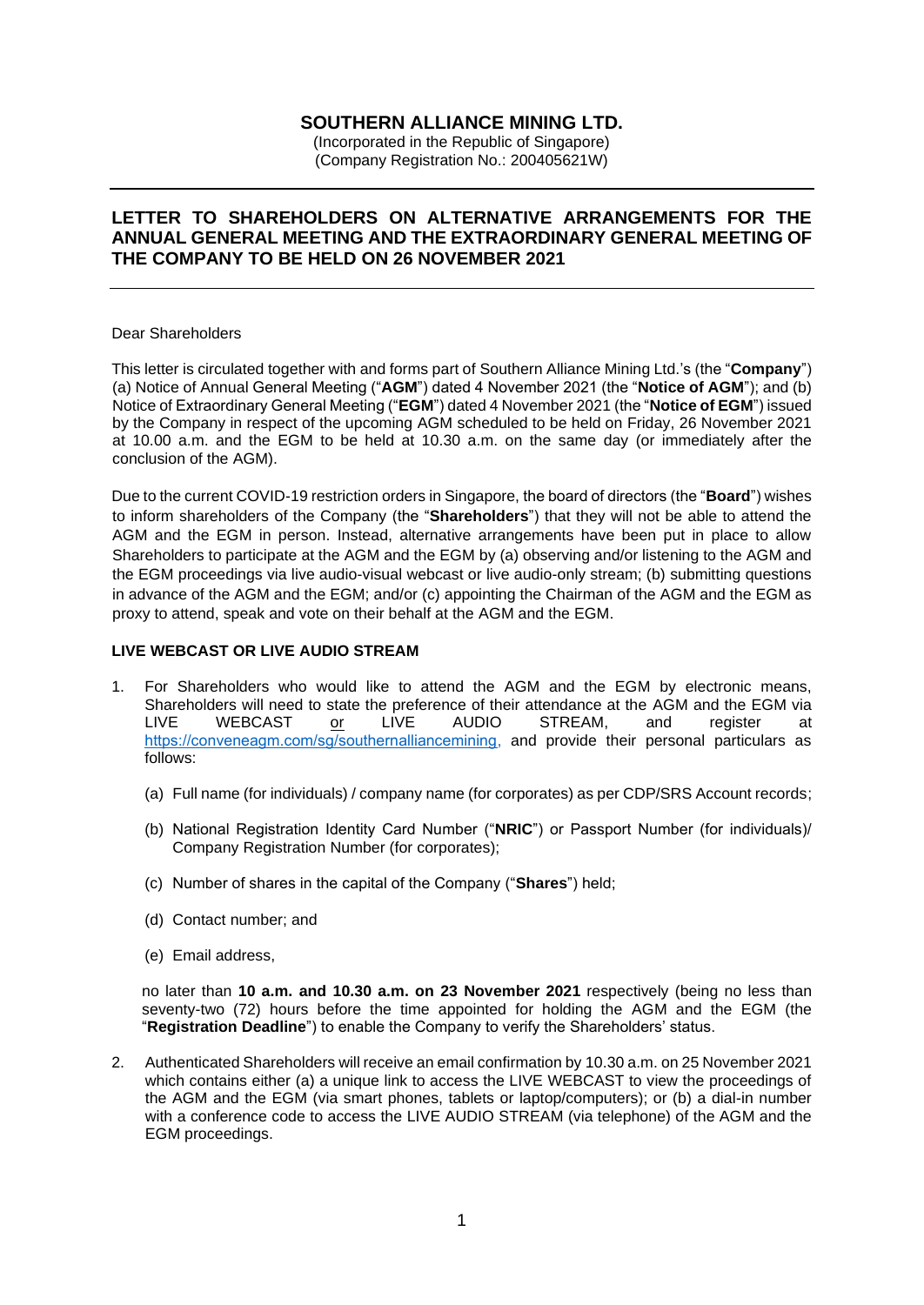# SOUTHERN ALLIANCE MINING LTD.

(Incorporated in the Republic of Singapore)
(Company Registration No.: 200405621W)

## LETTER TO SHAREHOLDERS ON ALTERNATIVE ARRANGEMENTS FOR THE ANNUAL GENERAL MEETING AND THE EXTRAORDINARY GENERAL MEETING OF THE COMPANY TO BE HELD ON 26 NOVEMBER 2021

Dear Shareholders

This letter is circulated together with and forms part of Southern Alliance Mining Ltd.'s (the "**Company**") (a) Notice of Annual General Meeting ("**AGM**") dated 4 November 2021 (the "**Notice of AGM**"); and (b) Notice of Extraordinary General Meeting ("**EGM**") dated 4 November 2021 (the "**Notice of EGM**") issued by the Company in respect of the upcoming AGM scheduled to be held on Friday, 26 November 2021 at 10.00 a.m. and the EGM to be held at 10.30 a.m. on the same day (or immediately after the conclusion of the AGM).

Due to the current COVID-19 restriction orders in Singapore, the board of directors (the "**Board**") wishes to inform shareholders of the Company (the "**Shareholders**") that they will not be able to attend the AGM and the EGM in person. Instead, alternative arrangements have been put in place to allow Shareholders to participate at the AGM and the EGM by (a) observing and/or listening to the AGM and the EGM proceedings via live audio-visual webcast or live audio-only stream; (b) submitting questions in advance of the AGM and the EGM; and/or (c) appointing the Chairman of the AGM and the EGM as proxy to attend, speak and vote on their behalf at the AGM and the EGM.

### LIVE WEBCAST OR LIVE AUDIO STREAM

1. For Shareholders who would like to attend the AGM and the EGM by electronic means, Shareholders will need to state the preference of their attendance at the AGM and the EGM via LIVE WEBCAST or LIVE AUDIO STREAM, and register at https://conveneagm.com/sg/southernalliancemining, and provide their personal particulars as follows:

   (a) Full name (for individuals) / company name (for corporates) as per CDP/SRS Account records;

   (b) National Registration Identity Card Number ("**NRIC**") or Passport Number (for individuals)/ Company Registration Number (for corporates);

   (c) Number of shares in the capital of the Company ("**Shares**") held;

   (d) Contact number; and

   (e) Email address,

   no later than **10 a.m. and 10.30 a.m. on 23 November 2021** respectively (being no less than seventy-two (72) hours before the time appointed for holding the AGM and the EGM (the "**Registration Deadline**") to enable the Company to verify the Shareholders' status.

2. Authenticated Shareholders will receive an email confirmation by 10.30 a.m. on 25 November 2021 which contains either (a) a unique link to access the LIVE WEBCAST to view the proceedings of the AGM and the EGM (via smart phones, tablets or laptop/computers); or (b) a dial-in number with a conference code to access the LIVE AUDIO STREAM (via telephone) of the AGM and the EGM proceedings.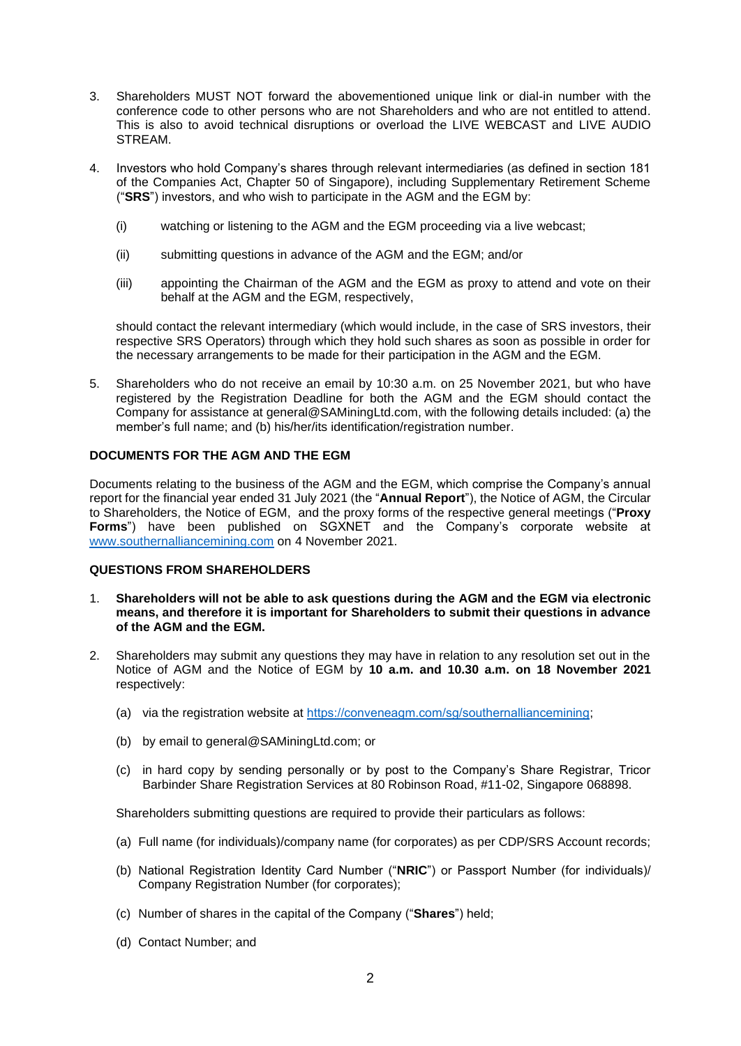3. Shareholders MUST NOT forward the abovementioned unique link or dial-in number with the conference code to other persons who are not Shareholders and who are not entitled to attend. This is also to avoid technical disruptions or overload the LIVE WEBCAST and LIVE AUDIO STREAM.

4. Investors who hold Company's shares through relevant intermediaries (as defined in section 181 of the Companies Act, Chapter 50 of Singapore), including Supplementary Retirement Scheme ("**SRS**") investors, and who wish to participate in the AGM and the EGM by:

   (i) watching or listening to the AGM and the EGM proceeding via a live webcast;

   (ii) submitting questions in advance of the AGM and the EGM; and/or

   (iii) appointing the Chairman of the AGM and the EGM as proxy to attend and vote on their behalf at the AGM and the EGM, respectively,

   should contact the relevant intermediary (which would include, in the case of SRS investors, their respective SRS Operators) through which they hold such shares as soon as possible in order for the necessary arrangements to be made for their participation in the AGM and the EGM.

5. Shareholders who do not receive an email by 10:30 a.m. on 25 November 2021, but who have registered by the Registration Deadline for both the AGM and the EGM should contact the Company for assistance at general@SAMiningLtd.com, with the following details included: (a) the member's full name; and (b) his/her/its identification/registration number.

**DOCUMENTS FOR THE AGM AND THE EGM**

Documents relating to the business of the AGM and the EGM, which comprise the Company's annual report for the financial year ended 31 July 2021 (the "**Annual Report**"), the Notice of AGM, the Circular to Shareholders, the Notice of EGM, and the proxy forms of the respective general meetings ("**Proxy Forms**") have been published on SGXNET and the Company's corporate website at [www.southernalliancemining.com](http://www.southernalliancemining.com) on 4 November 2021.

**QUESTIONS FROM SHAREHOLDERS**

1. **Shareholders will not be able to ask questions during the AGM and the EGM via electronic means, and therefore it is important for Shareholders to submit their questions in advance of the AGM and the EGM.**

2. Shareholders may submit any questions they may have in relation to any resolution set out in the Notice of AGM and the Notice of EGM by **10 a.m. and 10.30 a.m. on 18 November 2021** respectively:

   (a) via the registration website at [https://conveneagm.com/sg/southernalliancemining](https://conveneagm.com/sg/southernalliancemining);

   (b) by email to general@SAMiningLtd.com; or

   (c) in hard copy by sending personally or by post to the Company's Share Registrar, Tricor Barbinder Share Registration Services at 80 Robinson Road, #11-02, Singapore 068898.

   Shareholders submitting questions are required to provide their particulars as follows:

   (a) Full name (for individuals)/company name (for corporates) as per CDP/SRS Account records;

   (b) National Registration Identity Card Number ("**NRIC**") or Passport Number (for individuals)/ Company Registration Number (for corporates);

   (c) Number of shares in the capital of the Company ("**Shares**") held;

   (d) Contact Number; and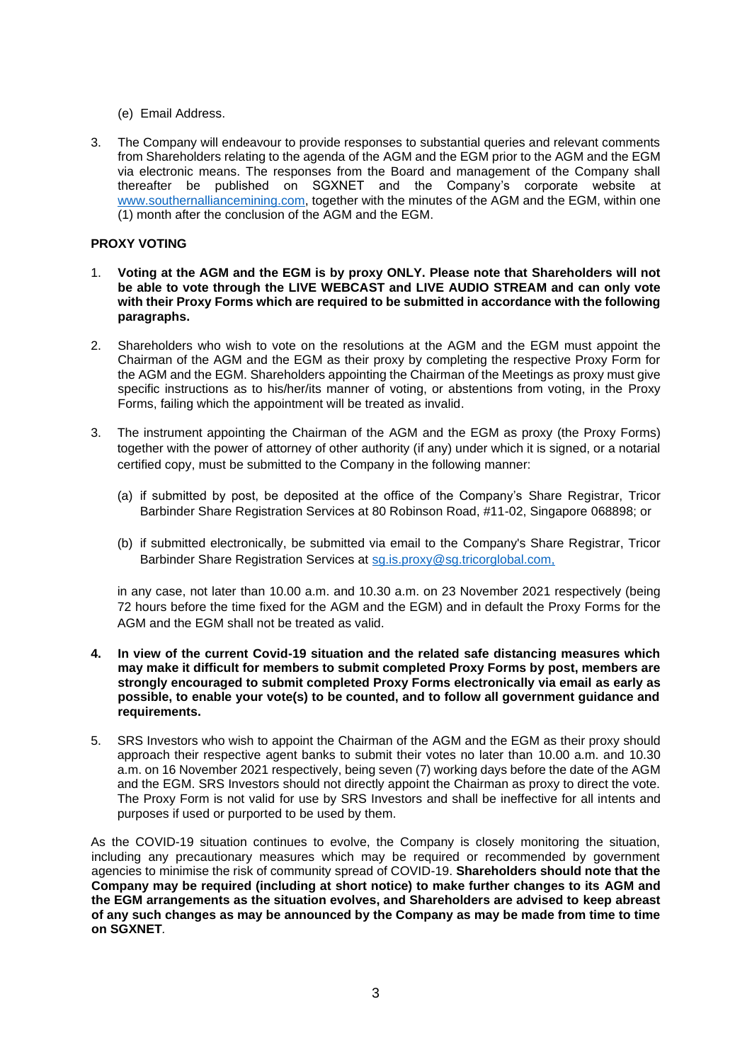(e) Email Address.

3. The Company will endeavour to provide responses to substantial queries and relevant comments from Shareholders relating to the agenda of the AGM and the EGM prior to the AGM and the EGM via electronic means. The responses from the Board and management of the Company shall thereafter be published on SGXNET and the Company's corporate website at www.southernalliancemining.com, together with the minutes of the AGM and the EGM, within one (1) month after the conclusion of the AGM and the EGM.

**PROXY VOTING**

1. **Voting at the AGM and the EGM is by proxy ONLY. Please note that Shareholders will not be able to vote through the LIVE WEBCAST and LIVE AUDIO STREAM and can only vote with their Proxy Forms which are required to be submitted in accordance with the following paragraphs.**

2. Shareholders who wish to vote on the resolutions at the AGM and the EGM must appoint the Chairman of the AGM and the EGM as their proxy by completing the respective Proxy Form for the AGM and the EGM. Shareholders appointing the Chairman of the Meetings as proxy must give specific instructions as to his/her/its manner of voting, or abstentions from voting, in the Proxy Forms, failing which the appointment will be treated as invalid.

3. The instrument appointing the Chairman of the AGM and the EGM as proxy (the Proxy Forms) together with the power of attorney of other authority (if any) under which it is signed, or a notarial certified copy, must be submitted to the Company in the following manner:

   (a) if submitted by post, be deposited at the office of the Company's Share Registrar, Tricor Barbinder Share Registration Services at 80 Robinson Road, #11-02, Singapore 068898; or

   (b) if submitted electronically, be submitted via email to the Company's Share Registrar, Tricor Barbinder Share Registration Services at sg.is.proxy@sg.tricorglobal.com,

   in any case, not later than 10.00 a.m. and 10.30 a.m. on 23 November 2021 respectively (being 72 hours before the time fixed for the AGM and the EGM) and in default the Proxy Forms for the AGM and the EGM shall not be treated as valid.

4. **In view of the current Covid-19 situation and the related safe distancing measures which may make it difficult for members to submit completed Proxy Forms by post, members are strongly encouraged to submit completed Proxy Forms electronically via email as early as possible, to enable your vote(s) to be counted, and to follow all government guidance and requirements.**

5. SRS Investors who wish to appoint the Chairman of the AGM and the EGM as their proxy should approach their respective agent banks to submit their votes no later than 10.00 a.m. and 10.30 a.m. on 16 November 2021 respectively, being seven (7) working days before the date of the AGM and the EGM. SRS Investors should not directly appoint the Chairman as proxy to direct the vote. The Proxy Form is not valid for use by SRS Investors and shall be ineffective for all intents and purposes if used or purported to be used by them.

As the COVID-19 situation continues to evolve, the Company is closely monitoring the situation, including any precautionary measures which may be required or recommended by government agencies to minimise the risk of community spread of COVID-19. **Shareholders should note that the Company may be required (including at short notice) to make further changes to its AGM and the EGM arrangements as the situation evolves, and Shareholders are advised to keep abreast of any such changes as may be announced by the Company as may be made from time to time on SGXNET**.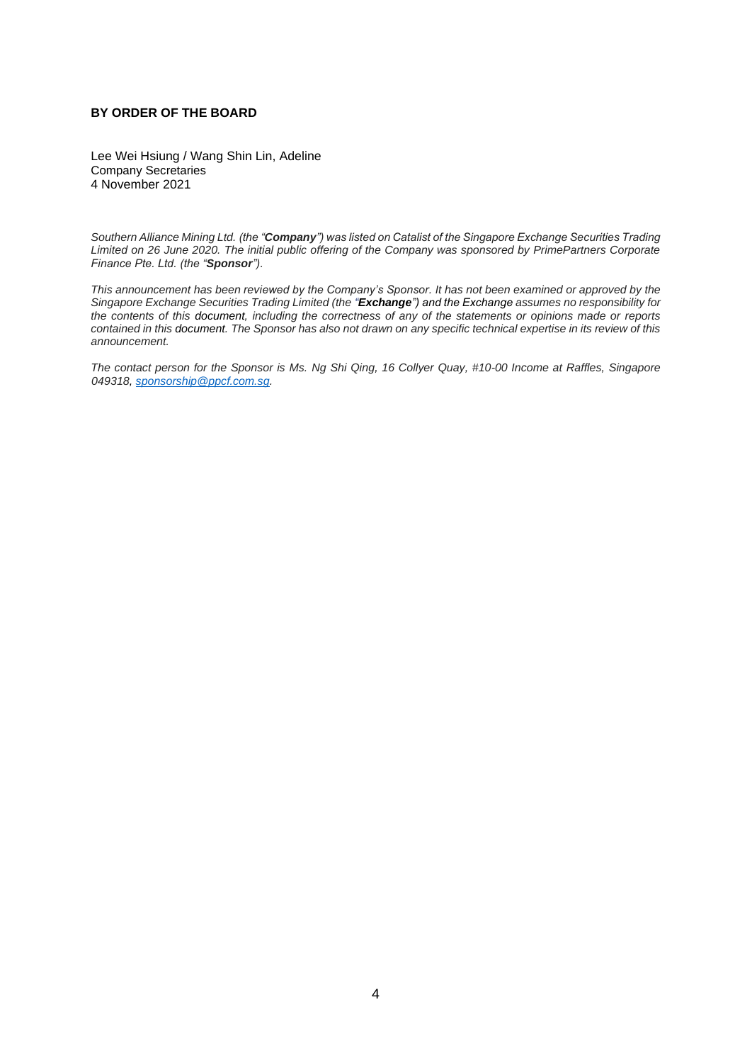**BY ORDER OF THE BOARD**

Lee Wei Hsiung / Wang Shin Lin, Adeline
Company Secretaries
4 November 2021

*Southern Alliance Mining Ltd. (the "**Company**") was listed on Catalist of the Singapore Exchange Securities Trading Limited on 26 June 2020. The initial public offering of the Company was sponsored by PrimePartners Corporate Finance Pte. Ltd. (the "**Sponsor**").*

*This announcement has been reviewed by the Company's Sponsor. It has not been examined or approved by the Singapore Exchange Securities Trading Limited (the "**Exchange**") and the Exchange assumes no responsibility for the contents of this document, including the correctness of any of the statements or opinions made or reports contained in this document. The Sponsor has also not drawn on any specific technical expertise in its review of this announcement.*

*The contact person for the Sponsor is Ms. Ng Shi Qing, 16 Collyer Quay, #10-00 Income at Raffles, Singapore 049318, sponsorship@ppcf.com.sg.*